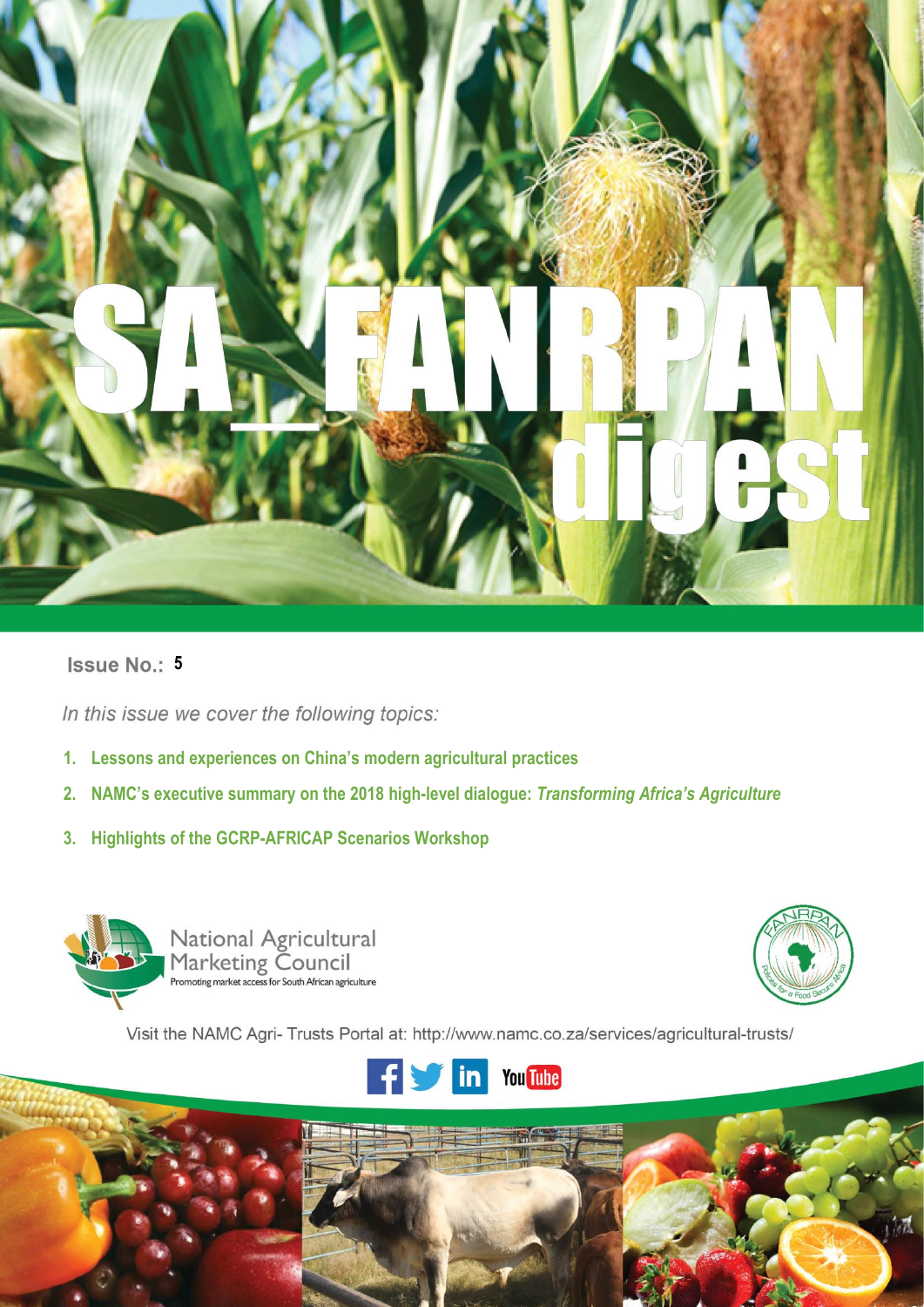# SA_FANRPAN digest

**Issue No.: 5**

*In this issue we cover the following topics:*

1. **Lessons and experiences on China's modern agricultural practices**
2. **NAMC's executive summary on the 2018 high-level dialogue: *Transforming Africa's Agriculture***
3. **Highlights of the GCRP-AFRICAP Scenarios Workshop**

National Agricultural Marketing Council
Promoting market access for South African agriculture

FANRPAN — Policies for a Food Secure Africa

Visit the NAMC Agri- Trusts Portal at: http://www.namc.co.za/services/agricultural-trusts/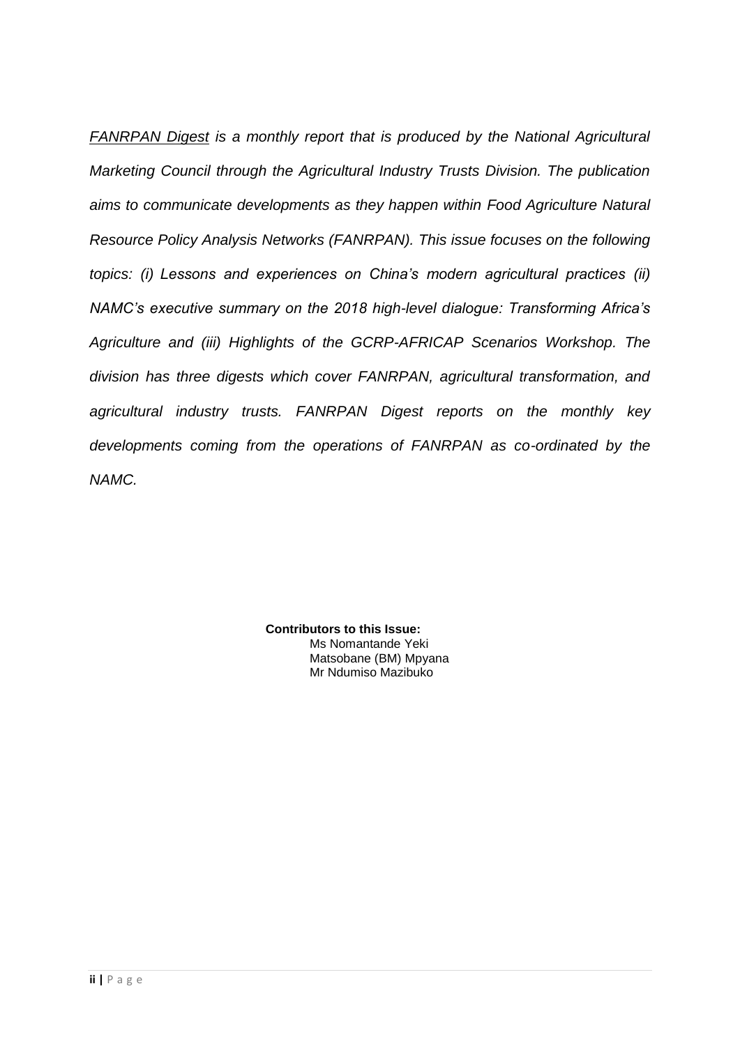*FANRPAN Digest is a monthly report that is produced by the National Agricultural Marketing Council through the Agricultural Industry Trusts Division. The publication aims to communicate developments as they happen within Food Agriculture Natural Resource Policy Analysis Networks (FANRPAN). This issue focuses on the following topics: (i) Lessons and experiences on China's modern agricultural practices (ii) NAMC's executive summary on the 2018 high-level dialogue: Transforming Africa's Agriculture and (iii) Highlights of the GCRP-AFRICAP Scenarios Workshop. The division has three digests which cover FANRPAN, agricultural transformation, and agricultural industry trusts. FANRPAN Digest reports on the monthly key developments coming from the operations of FANRPAN as co-ordinated by the NAMC.*

**Contributors to this Issue:**

Ms Nomantande Yeki
Matsobane (BM) Mpyana
Mr Ndumiso Mazibuko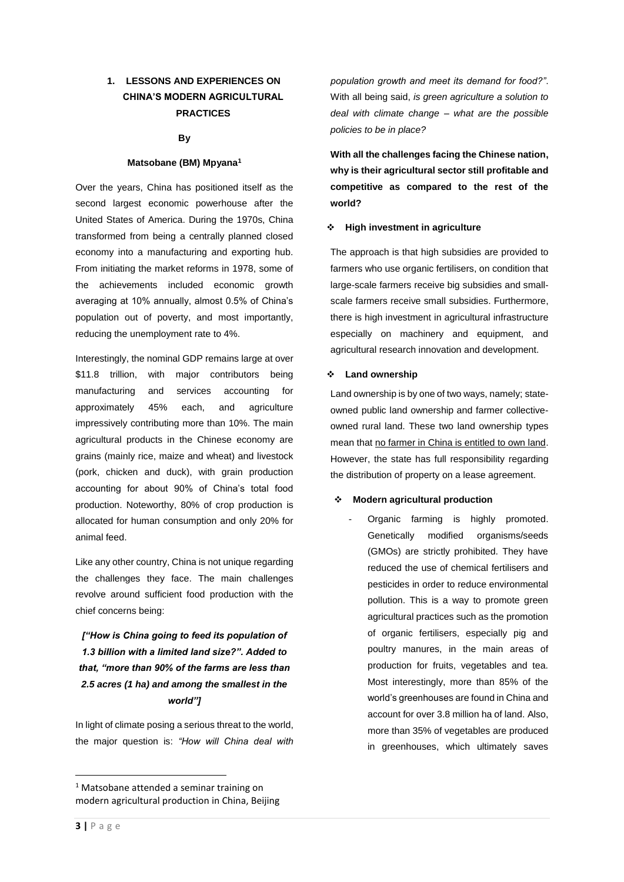## 1. LESSONS AND EXPERIENCES ON CHINA'S MODERN AGRICULTURAL PRACTICES

**By**

**Matsobane (BM) Mpyana[1]**

Over the years, China has positioned itself as the second largest economic powerhouse after the United States of America. During the 1970s, China transformed from being a centrally planned closed economy into a manufacturing and exporting hub. From initiating the market reforms in 1978, some of the achievements included economic growth averaging at 10% annually, almost 0.5% of China's population out of poverty, and most importantly, reducing the unemployment rate to 4%.

Interestingly, the nominal GDP remains large at over $11.8 trillion, with major contributors being manufacturing and services accounting for approximately 45% each, and agriculture impressively contributing more than 10%. The main agricultural products in the Chinese economy are grains (mainly rice, maize and wheat) and livestock (pork, chicken and duck), with grain production accounting for about 90% of China's total food production. Noteworthy, 80% of crop production is allocated for human consumption and only 20% for animal feed.

Like any other country, China is not unique regarding the challenges they face. The main challenges revolve around sufficient food production with the chief concerns being:

***["How is China going to feed its population of 1.3 billion with a limited land size?". Added to that, "more than 90% of the farms are less than 2.5 acres (1 ha) and among the smallest in the world"]***

In light of climate posing a serious threat to the world, the major question is: *"How will China deal with population growth and meet its demand for food?"*. With all being said, *is green agriculture a solution to deal with climate change – what are the possible policies to be in place?*

**With all the challenges facing the Chinese nation, why is their agricultural sector still profitable and competitive as compared to the rest of the world?**

❖ **High investment in agriculture**

The approach is that high subsidies are provided to farmers who use organic fertilisers, on condition that large-scale farmers receive big subsidies and small-scale farmers receive small subsidies. Furthermore, there is high investment in agricultural infrastructure especially on machinery and equipment, and agricultural research innovation and development.

❖ **Land ownership**

Land ownership is by one of two ways, namely; state-owned public land ownership and farmer collective-owned rural land. These two land ownership types mean that <u>no farmer in China is entitled to own land</u>. However, the state has full responsibility regarding the distribution of property on a lease agreement.

❖ **Modern agricultural production**

- Organic farming is highly promoted. Genetically modified organisms/seeds (GMOs) are strictly prohibited. They have reduced the use of chemical fertilisers and pesticides in order to reduce environmental pollution. This is a way to promote green agricultural practices such as the promotion of organic fertilisers, especially pig and poultry manures, in the main areas of production for fruits, vegetables and tea. Most interestingly, more than 85% of the world's greenhouses are found in China and account for over 3.8 million ha of land. Also, more than 35% of vegetables are produced in greenhouses, which ultimately saves

[1] Matsobane attended a seminar training on modern agricultural production in China, Beijing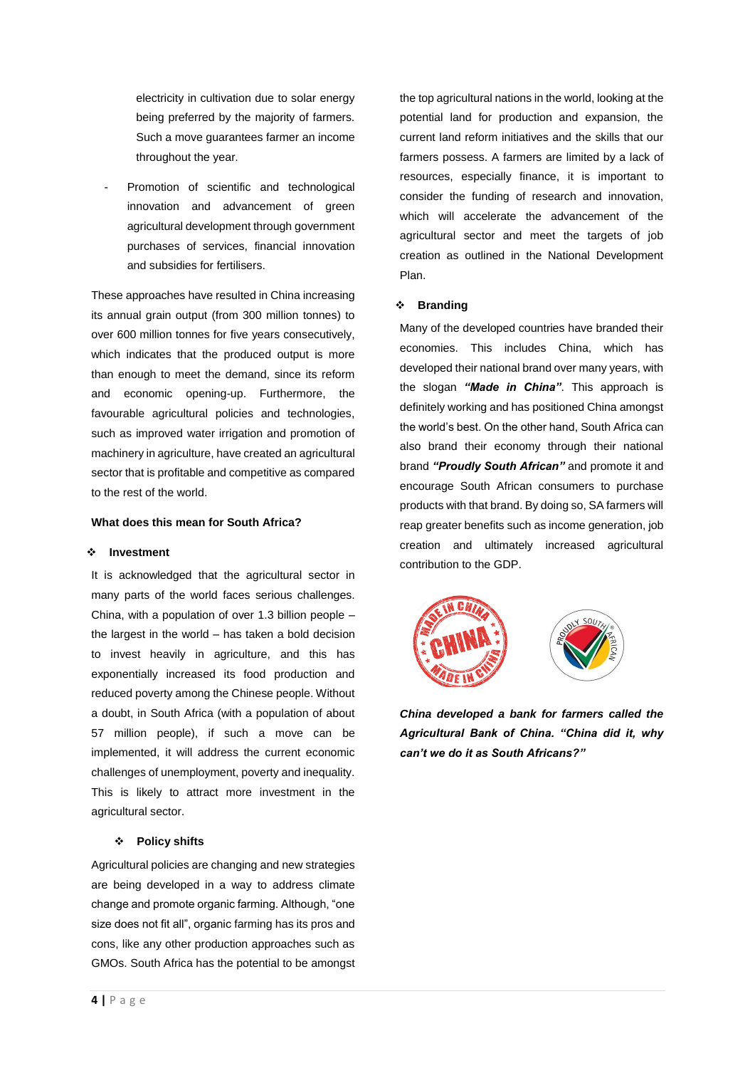electricity in cultivation due to solar energy being preferred by the majority of farmers. Such a move guarantees farmer an income throughout the year.

- Promotion of scientific and technological innovation and advancement of green agricultural development through government purchases of services, financial innovation and subsidies for fertilisers.

These approaches have resulted in China increasing its annual grain output (from 300 million tonnes) to over 600 million tonnes for five years consecutively, which indicates that the produced output is more than enough to meet the demand, since its reform and economic opening-up. Furthermore, the favourable agricultural policies and technologies, such as improved water irrigation and promotion of machinery in agriculture, have created an agricultural sector that is profitable and competitive as compared to the rest of the world.

**What does this mean for South Africa?**

- **Investment**

It is acknowledged that the agricultural sector in many parts of the world faces serious challenges. China, with a population of over 1.3 billion people – the largest in the world – has taken a bold decision to invest heavily in agriculture, and this has exponentially increased its food production and reduced poverty among the Chinese people. Without a doubt, in South Africa (with a population of about 57 million people), if such a move can be implemented, it will address the current economic challenges of unemployment, poverty and inequality. This is likely to attract more investment in the agricultural sector.

- **Policy shifts**

Agricultural policies are changing and new strategies are being developed in a way to address climate change and promote organic farming. Although, "one size does not fit all", organic farming has its pros and cons, like any other production approaches such as GMOs. South Africa has the potential to be amongst the top agricultural nations in the world, looking at the potential land for production and expansion, the current land reform initiatives and the skills that our farmers possess. A farmers are limited by a lack of resources, especially finance, it is important to consider the funding of research and innovation, which will accelerate the advancement of the agricultural sector and meet the targets of job creation as outlined in the National Development Plan.

- **Branding**

Many of the developed countries have branded their economies. This includes China, which has developed their national brand over many years, with the slogan ***"Made in China"***. This approach is definitely working and has positioned China amongst the world's best. On the other hand, South Africa can also brand their economy through their national brand ***"Proudly South African"*** and promote it and encourage South African consumers to purchase products with that brand. By doing so, SA farmers will reap greater benefits such as income generation, job creation and ultimately increased agricultural contribution to the GDP.

***China developed a bank for farmers called the Agricultural Bank of China. "China did it, why can't we do it as South Africans?"***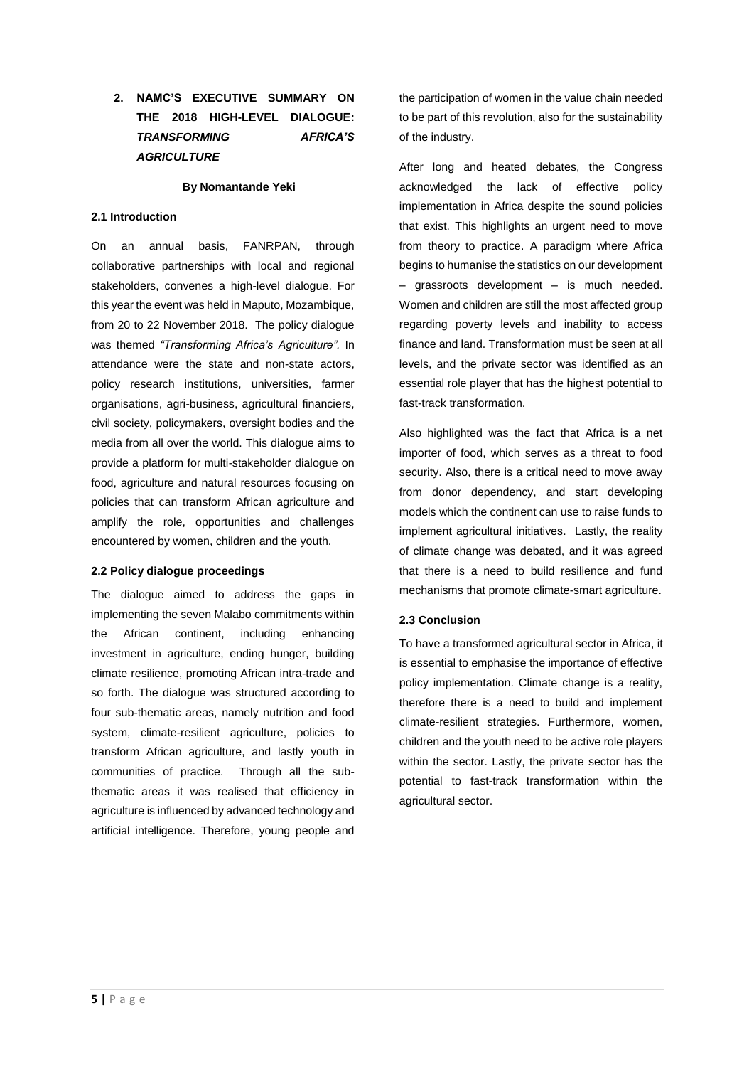## 2. NAMC'S EXECUTIVE SUMMARY ON THE 2018 HIGH-LEVEL DIALOGUE: *TRANSFORMING AFRICA'S AGRICULTURE*

**By Nomantande Yeki**

### 2.1 Introduction

On an annual basis, FANRPAN, through collaborative partnerships with local and regional stakeholders, convenes a high-level dialogue. For this year the event was held in Maputo, Mozambique, from 20 to 22 November 2018. The policy dialogue was themed *"Transforming Africa's Agriculture".* In attendance were the state and non-state actors, policy research institutions, universities, farmer organisations, agri-business, agricultural financiers, civil society, policymakers, oversight bodies and the media from all over the world. This dialogue aims to provide a platform for multi-stakeholder dialogue on food, agriculture and natural resources focusing on policies that can transform African agriculture and amplify the role, opportunities and challenges encountered by women, children and the youth.

### 2.2 Policy dialogue proceedings

The dialogue aimed to address the gaps in implementing the seven Malabo commitments within the African continent, including enhancing investment in agriculture, ending hunger, building climate resilience, promoting African intra-trade and so forth. The dialogue was structured according to four sub-thematic areas, namely nutrition and food system, climate-resilient agriculture, policies to transform African agriculture, and lastly youth in communities of practice. Through all the sub-thematic areas it was realised that efficiency in agriculture is influenced by advanced technology and artificial intelligence. Therefore, young people and the participation of women in the value chain needed to be part of this revolution, also for the sustainability of the industry.

After long and heated debates, the Congress acknowledged the lack of effective policy implementation in Africa despite the sound policies that exist. This highlights an urgent need to move from theory to practice. A paradigm where Africa begins to humanise the statistics on our development – grassroots development – is much needed. Women and children are still the most affected group regarding poverty levels and inability to access finance and land. Transformation must be seen at all levels, and the private sector was identified as an essential role player that has the highest potential to fast-track transformation.

Also highlighted was the fact that Africa is a net importer of food, which serves as a threat to food security. Also, there is a critical need to move away from donor dependency, and start developing models which the continent can use to raise funds to implement agricultural initiatives. Lastly, the reality of climate change was debated, and it was agreed that there is a need to build resilience and fund mechanisms that promote climate-smart agriculture.

### 2.3 Conclusion

To have a transformed agricultural sector in Africa, it is essential to emphasise the importance of effective policy implementation. Climate change is a reality, therefore there is a need to build and implement climate-resilient strategies. Furthermore, women, children and the youth need to be active role players within the sector. Lastly, the private sector has the potential to fast-track transformation within the agricultural sector.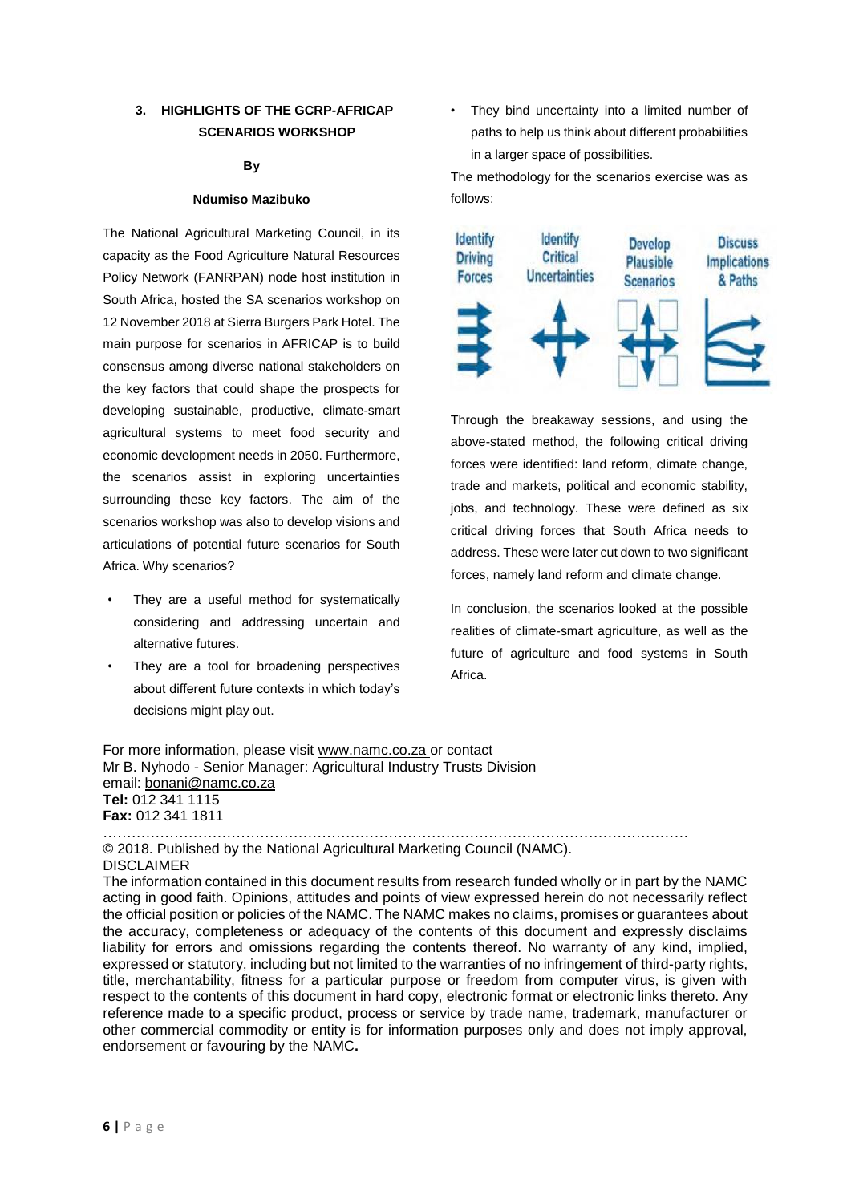## 3. HIGHLIGHTS OF THE GCRP-AFRICAP SCENARIOS WORKSHOP

**By**

**Ndumiso Mazibuko**

The National Agricultural Marketing Council, in its capacity as the Food Agriculture Natural Resources Policy Network (FANRPAN) node host institution in South Africa, hosted the SA scenarios workshop on 12 November 2018 at Sierra Burgers Park Hotel. The main purpose for scenarios in AFRICAP is to build consensus among diverse national stakeholders on the key factors that could shape the prospects for developing sustainable, productive, climate-smart agricultural systems to meet food security and economic development needs in 2050. Furthermore, the scenarios assist in exploring uncertainties surrounding these key factors. The aim of the scenarios workshop was also to develop visions and articulations of potential future scenarios for South Africa. Why scenarios?

- They are a useful method for systematically considering and addressing uncertain and alternative futures.
- They are a tool for broadening perspectives about different future contexts in which today's decisions might play out.
- They bind uncertainty into a limited number of paths to help us think about different probabilities in a larger space of possibilities.

The methodology for the scenarios exercise was as follows:

Identify Driving Forces
Identify Critical Uncertainties
Develop Plausible Scenarios
Discuss Implications & Paths

Through the breakaway sessions, and using the above-stated method, the following critical driving forces were identified: land reform, climate change, trade and markets, political and economic stability, jobs, and technology. These were defined as six critical driving forces that South Africa needs to address. These were later cut down to two significant forces, namely land reform and climate change.

In conclusion, the scenarios looked at the possible realities of climate-smart agriculture, as well as the future of agriculture and food systems in South Africa.

For more information, please visit www.namc.co.za or contact
Mr B. Nyhodo - Senior Manager: Agricultural Industry Trusts Division
email: bonani@namc.co.za
**Tel:** 012 341 1115
**Fax:** 012 341 1811

………………………………………………………………………………………………………………

© 2018. Published by the National Agricultural Marketing Council (NAMC).
DISCLAIMER
The information contained in this document results from research funded wholly or in part by the NAMC acting in good faith. Opinions, attitudes and points of view expressed herein do not necessarily reflect the official position or policies of the NAMC. The NAMC makes no claims, promises or guarantees about the accuracy, completeness or adequacy of the contents of this document and expressly disclaims liability for errors and omissions regarding the contents thereof. No warranty of any kind, implied, expressed or statutory, including but not limited to the warranties of no infringement of third-party rights, title, merchantability, fitness for a particular purpose or freedom from computer virus, is given with respect to the contents of this document in hard copy, electronic format or electronic links thereto. Any reference made to a specific product, process or service by trade name, trademark, manufacturer or other commercial commodity or entity is for information purposes only and does not imply approval, endorsement or favouring by the NAMC.